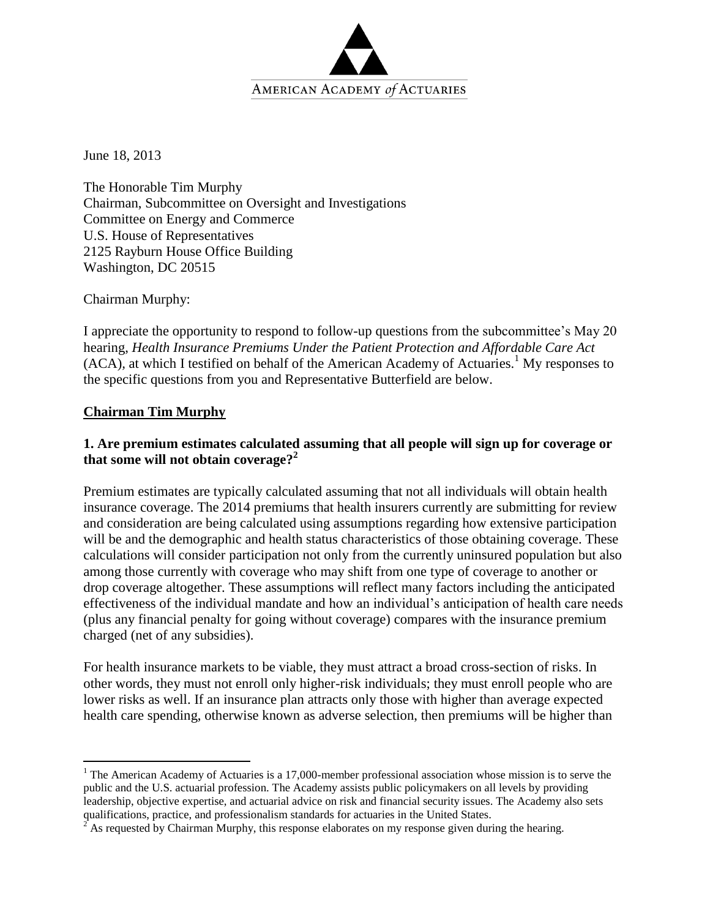AMERICAN ACADEMY *of* ACTUARIES

June 18, 2013

The Honorable Tim Murphy
Chairman, Subcommittee on Oversight and Investigations
Committee on Energy and Commerce
U.S. House of Representatives
2125 Rayburn House Office Building
Washington, DC 20515

Chairman Murphy:

I appreciate the opportunity to respond to follow-up questions from the subcommittee's May 20 hearing, *Health Insurance Premiums Under the Patient Protection and Affordable Care Act* (ACA), at which I testified on behalf of the American Academy of Actuaries.[1] My responses to the specific questions from you and Representative Butterfield are below.

**Chairman Tim Murphy**

**1. Are premium estimates calculated assuming that all people will sign up for coverage or that some will not obtain coverage?[2]**

Premium estimates are typically calculated assuming that not all individuals will obtain health insurance coverage. The 2014 premiums that health insurers currently are submitting for review and consideration are being calculated using assumptions regarding how extensive participation will be and the demographic and health status characteristics of those obtaining coverage. These calculations will consider participation not only from the currently uninsured population but also among those currently with coverage who may shift from one type of coverage to another or drop coverage altogether. These assumptions will reflect many factors including the anticipated effectiveness of the individual mandate and how an individual's anticipation of health care needs (plus any financial penalty for going without coverage) compares with the insurance premium charged (net of any subsidies).

For health insurance markets to be viable, they must attract a broad cross-section of risks. In other words, they must not enroll only higher-risk individuals; they must enroll people who are lower risks as well. If an insurance plan attracts only those with higher than average expected health care spending, otherwise known as adverse selection, then premiums will be higher than

---

[1] The American Academy of Actuaries is a 17,000-member professional association whose mission is to serve the public and the U.S. actuarial profession. The Academy assists public policymakers on all levels by providing leadership, objective expertise, and actuarial advice on risk and financial security issues. The Academy also sets qualifications, practice, and professionalism standards for actuaries in the United States.

[2] As requested by Chairman Murphy, this response elaborates on my response given during the hearing.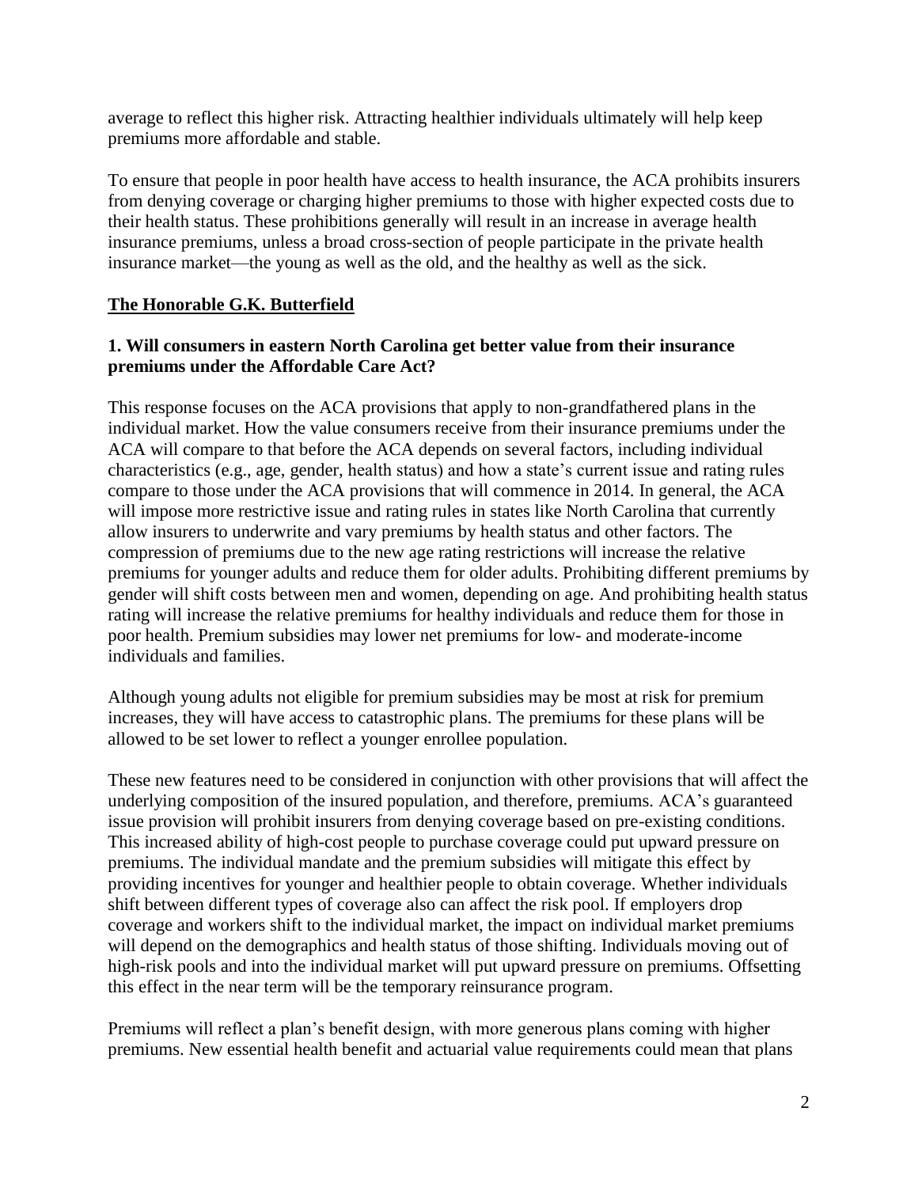average to reflect this higher risk. Attracting healthier individuals ultimately will help keep premiums more affordable and stable.

To ensure that people in poor health have access to health insurance, the ACA prohibits insurers from denying coverage or charging higher premiums to those with higher expected costs due to their health status. These prohibitions generally will result in an increase in average health insurance premiums, unless a broad cross-section of people participate in the private health insurance market—the young as well as the old, and the healthy as well as the sick.

**The Honorable G.K. Butterfield**

**1. Will consumers in eastern North Carolina get better value from their insurance premiums under the Affordable Care Act?**

This response focuses on the ACA provisions that apply to non-grandfathered plans in the individual market. How the value consumers receive from their insurance premiums under the ACA will compare to that before the ACA depends on several factors, including individual characteristics (e.g., age, gender, health status) and how a state's current issue and rating rules compare to those under the ACA provisions that will commence in 2014. In general, the ACA will impose more restrictive issue and rating rules in states like North Carolina that currently allow insurers to underwrite and vary premiums by health status and other factors. The compression of premiums due to the new age rating restrictions will increase the relative premiums for younger adults and reduce them for older adults. Prohibiting different premiums by gender will shift costs between men and women, depending on age. And prohibiting health status rating will increase the relative premiums for healthy individuals and reduce them for those in poor health. Premium subsidies may lower net premiums for low- and moderate-income individuals and families.

Although young adults not eligible for premium subsidies may be most at risk for premium increases, they will have access to catastrophic plans. The premiums for these plans will be allowed to be set lower to reflect a younger enrollee population.

These new features need to be considered in conjunction with other provisions that will affect the underlying composition of the insured population, and therefore, premiums. ACA's guaranteed issue provision will prohibit insurers from denying coverage based on pre-existing conditions. This increased ability of high-cost people to purchase coverage could put upward pressure on premiums. The individual mandate and the premium subsidies will mitigate this effect by providing incentives for younger and healthier people to obtain coverage. Whether individuals shift between different types of coverage also can affect the risk pool. If employers drop coverage and workers shift to the individual market, the impact on individual market premiums will depend on the demographics and health status of those shifting. Individuals moving out of high-risk pools and into the individual market will put upward pressure on premiums. Offsetting this effect in the near term will be the temporary reinsurance program.

Premiums will reflect a plan's benefit design, with more generous plans coming with higher premiums. New essential health benefit and actuarial value requirements could mean that plans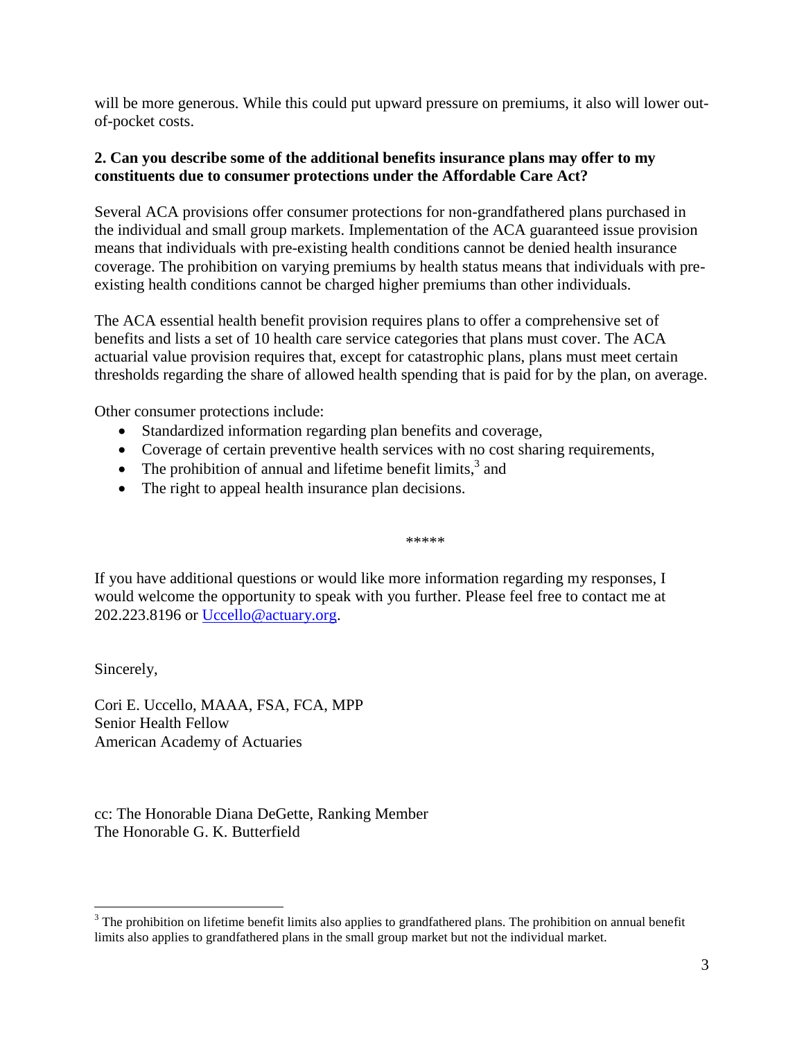will be more generous. While this could put upward pressure on premiums, it also will lower out-of-pocket costs.

**2. Can you describe some of the additional benefits insurance plans may offer to my constituents due to consumer protections under the Affordable Care Act?**

Several ACA provisions offer consumer protections for non-grandfathered plans purchased in the individual and small group markets. Implementation of the ACA guaranteed issue provision means that individuals with pre-existing health conditions cannot be denied health insurance coverage. The prohibition on varying premiums by health status means that individuals with pre-existing health conditions cannot be charged higher premiums than other individuals.

The ACA essential health benefit provision requires plans to offer a comprehensive set of benefits and lists a set of 10 health care service categories that plans must cover. The ACA actuarial value provision requires that, except for catastrophic plans, plans must meet certain thresholds regarding the share of allowed health spending that is paid for by the plan, on average.

Other consumer protections include:

- Standardized information regarding plan benefits and coverage,
- Coverage of certain preventive health services with no cost sharing requirements,
- The prohibition of annual and lifetime benefit limits,[3] and
- The right to appeal health insurance plan decisions.

*****

If you have additional questions or would like more information regarding my responses, I would welcome the opportunity to speak with you further. Please feel free to contact me at 202.223.8196 or Uccello@actuary.org.

Sincerely,

Cori E. Uccello, MAAA, FSA, FCA, MPP
Senior Health Fellow
American Academy of Actuaries

cc: The Honorable Diana DeGette, Ranking Member
The Honorable G. K. Butterfield

---

[3] The prohibition on lifetime benefit limits also applies to grandfathered plans. The prohibition on annual benefit limits also applies to grandfathered plans in the small group market but not the individual market.